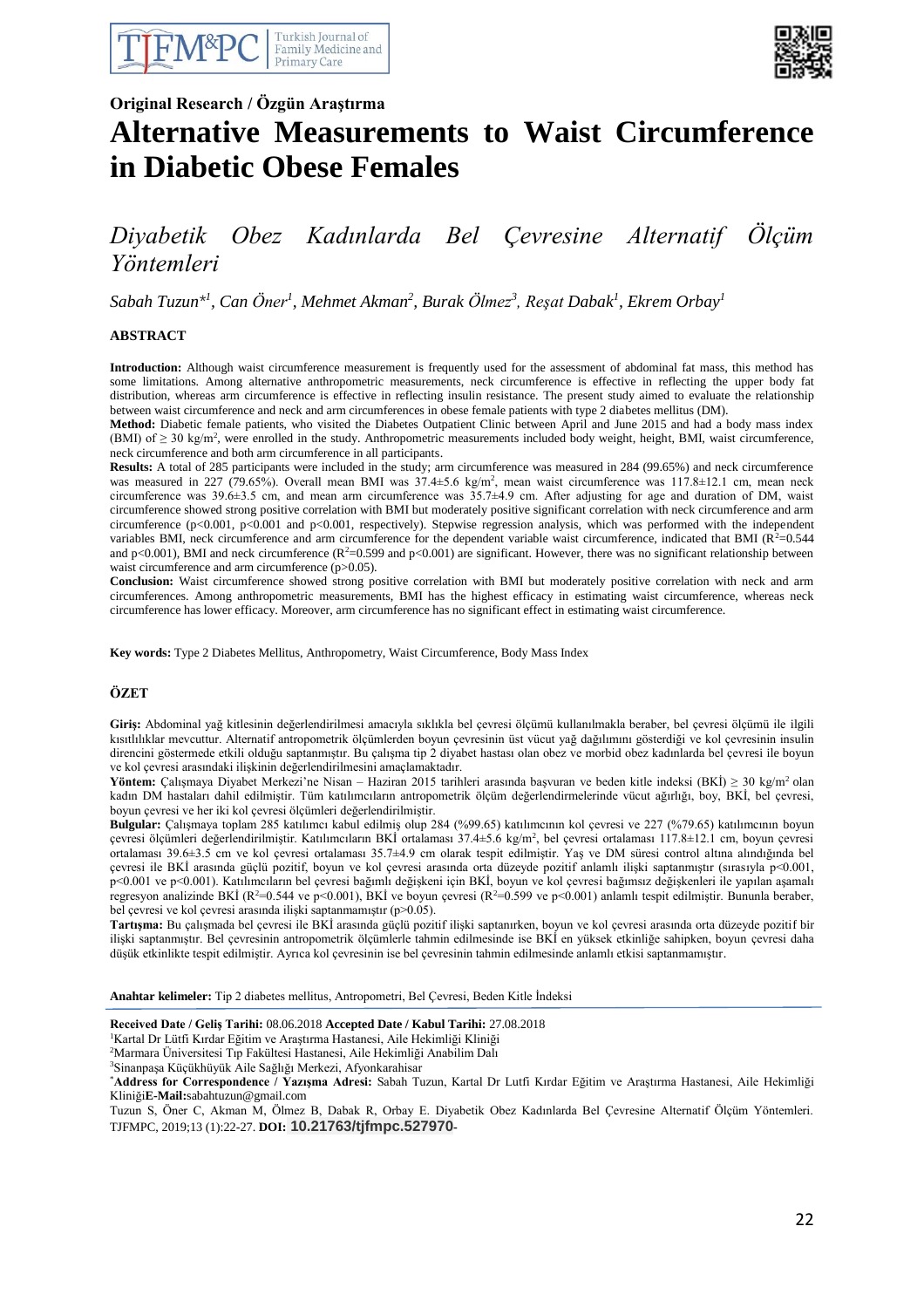Original Research / Özgün Araştırma

# Alternative Measurements to Waist Circumference in Diabetic Obese Females

## *Diyabetik Obez Kadınlarda Bel Çevresine Alternatif Ölçüm Yöntemleri*

*Sabah Tuzun*[*1], Can Öner[1], Mehmet Akman[2], Burak Ölmez[3], Reşat Dabak[1], Ekrem Orbay[1]*

### ABSTRACT

**Introduction:** Although waist circumference measurement is frequently used for the assessment of abdominal fat mass, this method has some limitations. Among alternative anthropometric measurements, neck circumference is effective in reflecting the upper body fat distribution, whereas arm circumference is effective in reflecting insulin resistance. The present study aimed to evaluate the relationship between waist circumference and neck and arm circumferences in obese female patients with type 2 diabetes mellitus (DM).

**Method:** Diabetic female patients, who visited the Diabetes Outpatient Clinic between April and June 2015 and had a body mass index (BMI) of ≥ 30 kg/m$^2$, were enrolled in the study. Anthropometric measurements included body weight, height, BMI, waist circumference, neck circumference and both arm circumference in all participants.

**Results:** A total of 285 participants were included in the study; arm circumference was measured in 284 (99.65%) and neck circumference was measured in 227 (79.65%). Overall mean BMI was 37.4±5.6 kg/m$^2$, mean waist circumference was 117.8±12.1 cm, mean neck circumference was 39.6±3.5 cm, and mean arm circumference was 35.7±4.9 cm. After adjusting for age and duration of DM, waist circumference showed strong positive correlation with BMI but moderately positive significant correlation with neck circumference and arm circumference ($p<0.001$, $p<0.001$ and $p<0.001$, respectively). Stepwise regression analysis, which was performed with the independent variables BMI, neck circumference and arm circumference for the dependent variable waist circumference, indicated that BMI ($R^2=0.544$ and $p<0.001$), BMI and neck circumference ($R^2=0.599$ and $p<0.001$) are significant. However, there was no significant relationship between waist circumference and arm circumference ($p>0.05$).

**Conclusion:** Waist circumference showed strong positive correlation with BMI but moderately positive correlation with neck and arm circumferences. Among anthropometric measurements, BMI has the highest efficacy in estimating waist circumference, whereas neck circumference has lower efficacy. Moreover, arm circumference has no significant effect in estimating waist circumference.

**Key words:** Type 2 Diabetes Mellitus, Anthropometry, Waist Circumference, Body Mass Index

### ÖZET

**Giriş:** Abdominal yağ kitlesinin değerlendirilmesi amacıyla sıklıkla bel çevresi ölçümü kullanılmakla beraber, bel çevresi ölçümü ile ilgili kısıtlılıklar mevcuttur. Alternatif antropometrik ölçümlerden boyun çevresinin üst vücut yağ dağılımını gösterdiği ve kol çevresinin insulin direncini göstermede etkili olduğu saptanmıştır. Bu çalışma tip 2 diyabet hastası olan obez ve morbid obez kadınlarda bel çevresi ile boyun ve kol çevresi arasındaki ilişkinin değerlendirilmesini amaçlamaktadır.

**Yöntem:** Çalışmaya Diyabet Merkezi'ne Nisan – Haziran 2015 tarihleri arasında başvuran ve beden kitle indeksi (BKİ) ≥ 30 kg/m$^2$ olan kadın DM hastaları dahil edilmiştir. Tüm katılımcıların antropometrik ölçüm değerlendirmelerinde vücut ağırlığı, boy, BKİ, bel çevresi, boyun çevresi ve her iki kol çevresi ölçümleri değerlendirilmiştir.

**Bulgular:** Çalışmaya toplam 285 katılımcı kabul edilmiş olup 284 (%99.65) katılımcının kol çevresi ve 227 (%79.65) katılımcının boyun çevresi ölçümleri değerlendirilmiştir. Katılımcıların BKİ ortalaması 37.4±5.6 kg/m$^2$, bel çevresi ortalaması 117.8±12.1 cm, boyun çevresi ortalaması 39.6±3.5 cm ve kol çevresi ortalaması 35.7±4.9 cm olarak tespit edilmiştir. Yaş ve DM süresi control altına alındığında bel çevresi ile BKİ arasında güçlü pozitif, boyun ve kol çevresi arasında orta düzeyde pozitif anlamlı ilişki saptanmıştır (sırasıyla $p<0.001$, $p<0.001$ ve $p<0.001$). Katılımcıların bel çevresi bağımlı değişkeni için BKİ, boyun ve kol çevresi bağımsız değişkenleri ile yapılan aşamalı regresyon analizinde BKİ ($R^2=0.544$ ve $p<0.001$), BKİ ve boyun çevresi ($R^2=0.599$ ve $p<0.001$) anlamlı tespit edilmiştir. Bununla beraber, bel çevresi ve kol çevresi arasında ilişki saptanmamıştır ($p>0.05$).

**Tartışma:** Bu çalışmada bel çevresi ile BKİ arasında güçlü pozitif ilişki saptanırken, boyun ve kol çevresi arasında orta düzeyde pozitif bir ilişki saptanmıştır. Bel çevresinin antropometrik ölçümlerle tahmin edilmesinde ise BKİ en yüksek etkinliğe sahipken, boyun çevresi daha düşük etkinlikte tespit edilmiştir. Ayrıca kol çevresinin ise bel çevresinin tahmin edilmesinde anlamlı etkisi saptanmamıştır.

**Anahtar kelimeler:** Tip 2 diabetes mellitus, Antropometri, Bel Çevresi, Beden Kitle İndeksi

---

**Received Date / Geliş Tarihi:** 08.06.2018 **Accepted Date / Kabul Tarihi:** 27.08.2018

[1]Kartal Dr Lütfi Kırdar Eğitim ve Araştırma Hastanesi, Aile Hekimliği Kliniği

[2]Marmara Üniversitesi Tıp Fakültesi Hastanesi, Aile Hekimliği Anabilim Dalı

[3]Sinanpaşa Küçükhüyük Aile Sağlığı Merkezi, Afyonkarahisar

[*]**Address for Correspondence / Yazışma Adresi:** Sabah Tuzun, Kartal Dr Lutfi Kırdar Eğitim ve Araştırma Hastanesi, Aile Hekimliği Kliniği**E-Mail:**sabahtuzun@gmail.com

Tuzun S, Öner C, Akman M, Ölmez B, Dabak R, Orbay E. Diyabetik Obez Kadınlarda Bel Çevresine Alternatif Ölçüm Yöntemleri. TJFMPC, 2019;13 (1):22-27. **DOI: 10.21763/tjfmpc.527970**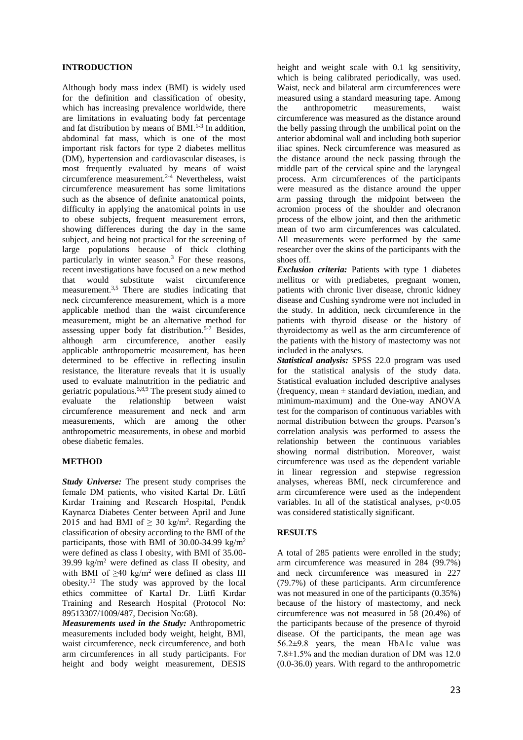## INTRODUCTION

Although body mass index (BMI) is widely used for the definition and classification of obesity, which has increasing prevalence worldwide, there are limitations in evaluating body fat percentage and fat distribution by means of BMI.[1-3] In addition, abdominal fat mass, which is one of the most important risk factors for type 2 diabetes mellitus (DM), hypertension and cardiovascular diseases, is most frequently evaluated by means of waist circumference measurement.[2-4] Nevertheless, waist circumference measurement has some limitations such as the absence of definite anatomical points, difficulty in applying the anatomical points in use to obese subjects, frequent measurement errors, showing differences during the day in the same subject, and being not practical for the screening of large populations because of thick clothing particularly in winter season.[3] For these reasons, recent investigations have focused on a new method that would substitute waist circumference measurement.[3,5] There are studies indicating that neck circumference measurement, which is a more applicable method than the waist circumference measurement, might be an alternative method for assessing upper body fat distribution.[5-7] Besides, although arm circumference, another easily applicable anthropometric measurement, has been determined to be effective in reflecting insulin resistance, the literature reveals that it is usually used to evaluate malnutrition in the pediatric and geriatric populations.[5,8,9] The present study aimed to evaluate the relationship between waist circumference measurement and neck and arm measurements, which are among the other anthropometric measurements, in obese and morbid obese diabetic females.

## METHOD

***Study Universe:*** The present study comprises the female DM patients, who visited Kartal Dr. Lütfi Kırdar Training and Research Hospital, Pendik Kaynarca Diabetes Center between April and June 2015 and had BMI of $\geq$ 30 kg/m$^2$. Regarding the classification of obesity according to the BMI of the participants, those with BMI of 30.00-34.99 kg/m$^2$ were defined as class I obesity, with BMI of 35.00-39.99 kg/m$^2$ were defined as class II obesity, and with BMI of $\geq$40 kg/m$^2$ were defined as class III obesity.[10] The study was approved by the local ethics committee of Kartal Dr. Lütfi Kırdar Training and Research Hospital (Protocol No: 89513307/1009/487, Decision No:68).

***Measurements used in the Study:*** Anthropometric measurements included body weight, height, BMI, waist circumference, neck circumference, and both arm circumferences in all study participants. For height and body weight measurement, DESIS height and weight scale with 0.1 kg sensitivity, which is being calibrated periodically, was used. Waist, neck and bilateral arm circumferences were measured using a standard measuring tape. Among the anthropometric measurements, waist circumference was measured as the distance around the belly passing through the umbilical point on the anterior abdominal wall and including both superior iliac spines. Neck circumference was measured as the distance around the neck passing through the middle part of the cervical spine and the laryngeal process. Arm circumferences of the participants were measured as the distance around the upper arm passing through the midpoint between the acromion process of the shoulder and olecranon process of the elbow joint, and then the arithmetic mean of two arm circumferences was calculated. All measurements were performed by the same researcher over the skins of the participants with the shoes off.

***Exclusion criteria:*** Patients with type 1 diabetes mellitus or with prediabetes, pregnant women, patients with chronic liver disease, chronic kidney disease and Cushing syndrome were not included in the study. In addition, neck circumference in the patients with thyroid disease or the history of thyroidectomy as well as the arm circumference of the patients with the history of mastectomy was not included in the analyses.

***Statistical analysis:*** SPSS 22.0 program was used for the statistical analysis of the study data. Statistical evaluation included descriptive analyses (frequency, mean $\pm$ standard deviation, median, and minimum-maximum) and the One-way ANOVA test for the comparison of continuous variables with normal distribution between the groups. Pearson's correlation analysis was performed to assess the relationship between the continuous variables showing normal distribution. Moreover, waist circumference was used as the dependent variable in linear regression and stepwise regression analyses, whereas BMI, neck circumference and arm circumference were used as the independent variables. In all of the statistical analyses, $p<0.05$ was considered statistically significant.

## RESULTS

A total of 285 patients were enrolled in the study; arm circumference was measured in 284 (99.7%) and neck circumference was measured in 227 (79.7%) of these participants. Arm circumference was not measured in one of the participants (0.35%) because of the history of mastectomy, and neck circumference was not measured in 58 (20.4%) of the participants because of the presence of thyroid disease. Of the participants, the mean age was 56.2±9.8 years, the mean HbA1c value was 7.8±1.5% and the median duration of DM was 12.0 (0.0-36.0) years. With regard to the anthropometric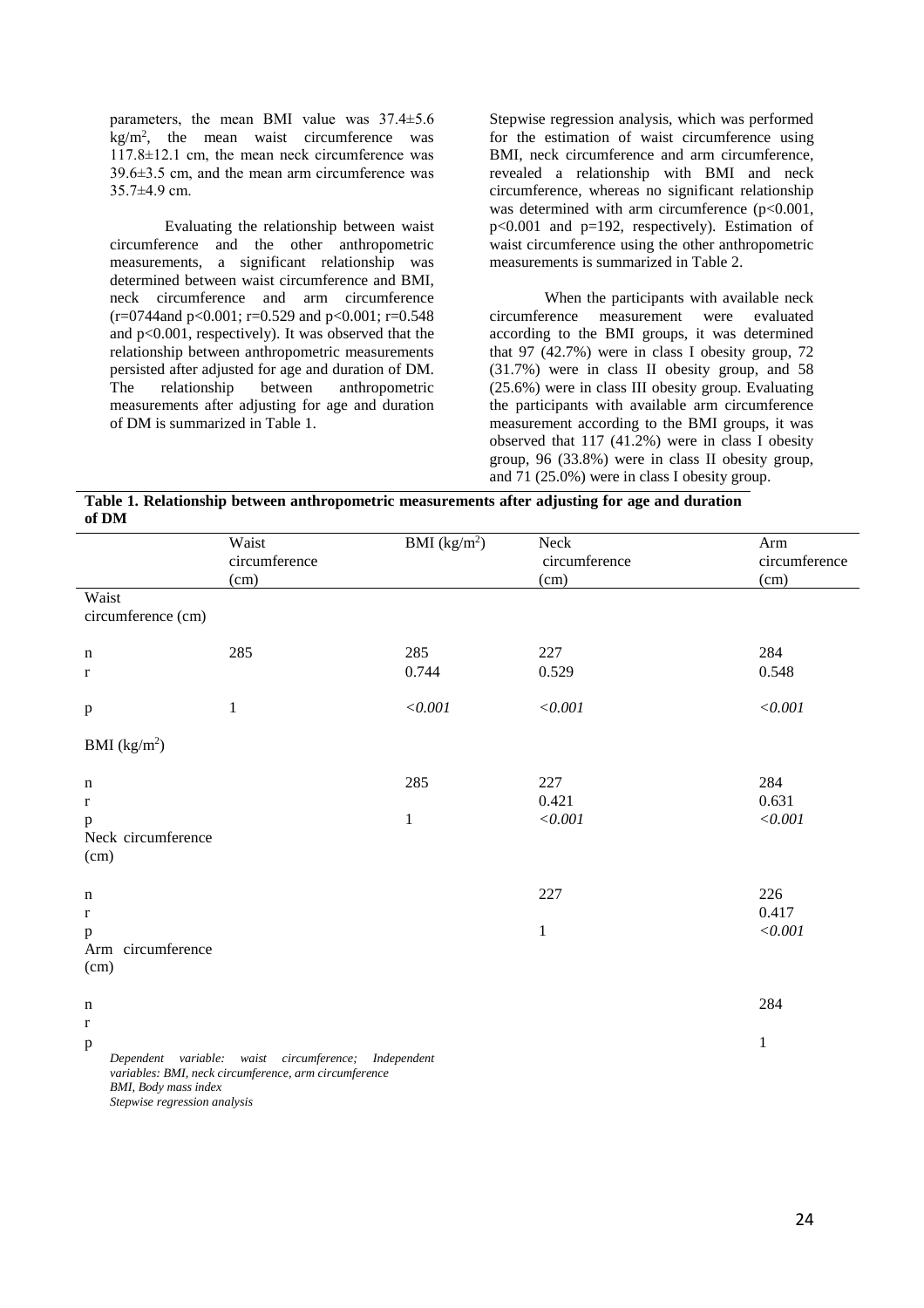parameters, the mean BMI value was 37.4±5.6 kg/m$^2$, the mean waist circumference was 117.8±12.1 cm, the mean neck circumference was 39.6±3.5 cm, and the mean arm circumference was 35.7±4.9 cm.

Evaluating the relationship between waist circumference and the other anthropometric measurements, a significant relationship was determined between waist circumference and BMI, neck circumference and arm circumference ($r=0744$and $p<0.001$; $r=0.529$ and $p<0.001$; $r=0.548$ and $p<0.001$, respectively). It was observed that the relationship between anthropometric measurements persisted after adjusted for age and duration of DM. The relationship between anthropometric measurements after adjusting for age and duration of DM is summarized in Table 1.

Stepwise regression analysis, which was performed for the estimation of waist circumference using BMI, neck circumference and arm circumference, revealed a relationship with BMI and neck circumference, whereas no significant relationship was determined with arm circumference ($p<0.001$, $p<0.001$ and $p=192$, respectively). Estimation of waist circumference using the other anthropometric measurements is summarized in Table 2.

When the participants with available neck circumference measurement were evaluated according to the BMI groups, it was determined that 97 (42.7%) were in class I obesity group, 72 (31.7%) were in class II obesity group, and 58 (25.6%) were in class III obesity group. Evaluating the participants with available arm circumference measurement according to the BMI groups, it was observed that 117 (41.2%) were in class I obesity group, 96 (33.8%) were in class II obesity group, and 71 (25.0%) were in class I obesity group.

**Table 1. Relationship between anthropometric measurements after adjusting for age and duration of DM**

| | Waist circumference (cm) | BMI (kg/m$^2$) | Neck circumference (cm) | Arm circumference (cm) |
|---|---|---|---|---|
| **Waist circumference (cm)** | | | | |
| n | 285 | 285 | 227 | 284 |
| r | | 0.744 | 0.529 | 0.548 |
| p | 1 | *<0.001* | *<0.001* | *<0.001* |
| **BMI (kg/m$^2$)** | | | | |
| n | | 285 | 227 | 284 |
| r | | | 0.421 | 0.631 |
| p | | 1 | *<0.001* | *<0.001* |
| **Neck circumference (cm)** | | | | |
| n | | | 227 | 226 |
| r | | | | 0.417 |
| p | | | 1 | *<0.001* |
| **Arm circumference (cm)** | | | | |
| n | | | | 284 |
| r | | | | |
| p | | | | 1 |

*Dependent variable: waist circumference; Independent variables: BMI, neck circumference, arm circumference*
*BMI, Body mass index*
*Stepwise regression analysis*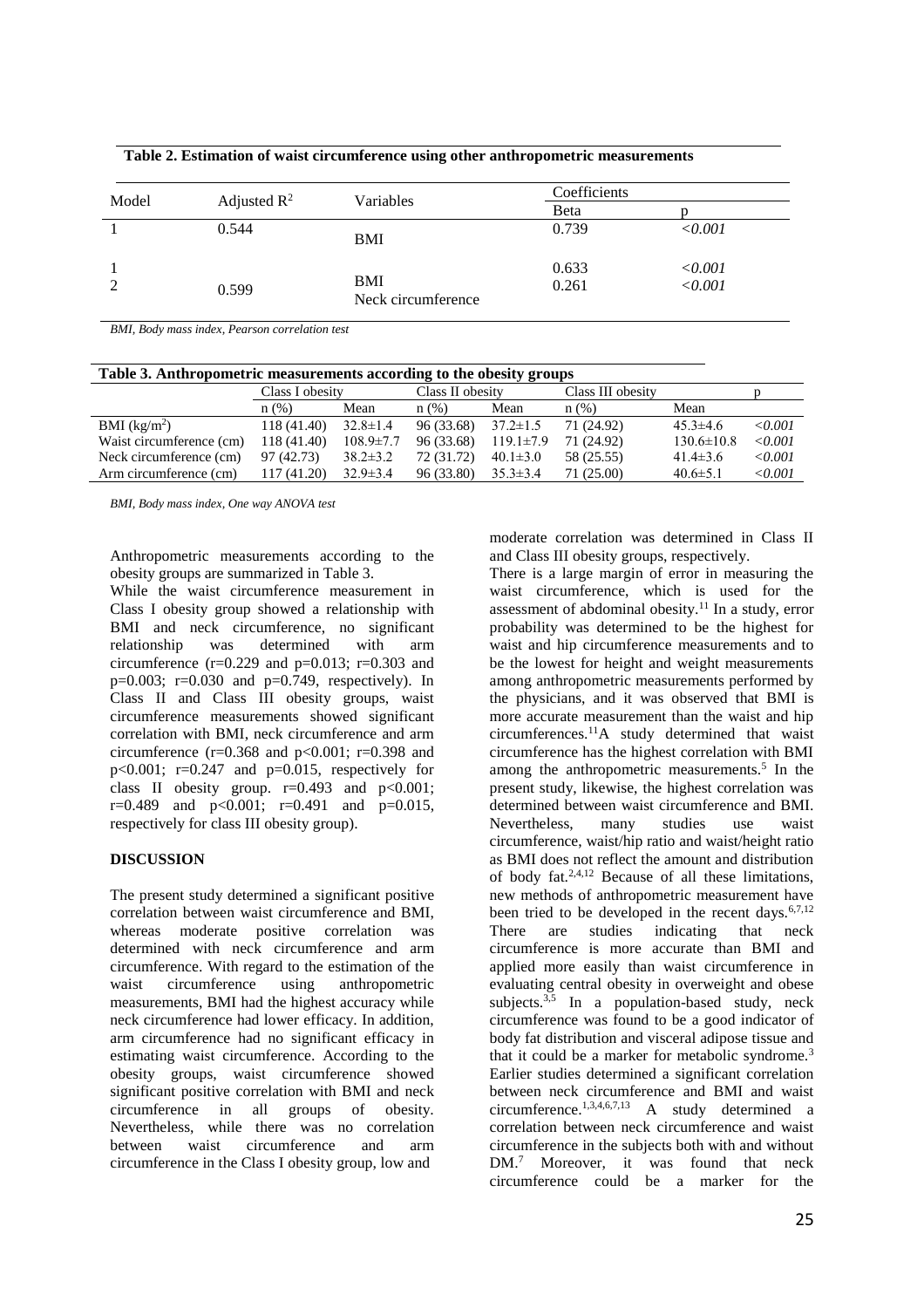**Table 2. Estimation of waist circumference using other anthropometric measurements**

| Model | Adjusted $R^2$ | Variables | Coefficients | |
|---|---|---|---|---|
| | | | Beta | p |
| 1 | 0.544 | BMI | 0.739 | *<0.001* |
| 1 | | | 0.633 | *<0.001* |
| 2 | 0.599 | BMI<br>Neck circumference | 0.261 | *<0.001* |

*BMI, Body mass index, Pearson correlation test*

**Table 3. Anthropometric measurements according to the obesity groups**

| | Class I obesity | | Class II obesity | | Class III obesity | | p |
|---|---|---|---|---|---|---|---|
| | n (%) | Mean | n (%) | Mean | n (%) | Mean | |
| BMI (kg/m$^2$) | 118 (41.40) | 32.8±1.4 | 96 (33.68) | 37.2±1.5 | 71 (24.92) | 45.3±4.6 | *<0.001* |
| Waist circumference (cm) | 118 (41.40) | 108.9±7.7 | 96 (33.68) | 119.1±7.9 | 71 (24.92) | 130.6±10.8 | *<0.001* |
| Neck circumference (cm) | 97 (42.73) | 38.2±3.2 | 72 (31.72) | 40.1±3.0 | 58 (25.55) | 41.4±3.6 | *<0.001* |
| Arm circumference (cm) | 117 (41.20) | 32.9±3.4 | 96 (33.80) | 35.3±3.4 | 71 (25.00) | 40.6±5.1 | *<0.001* |

*BMI, Body mass index, One way ANOVA test*

Anthropometric measurements according to the obesity groups are summarized in Table 3.

While the waist circumference measurement in Class I obesity group showed a relationship with BMI and neck circumference, no significant relationship was determined with arm circumference (r=0.229 and p=0.013; r=0.303 and p=0.003; r=0.030 and p=0.749, respectively). In Class II and Class III obesity groups, waist circumference measurements showed significant correlation with BMI, neck circumference and arm circumference (r=0.368 and p<0.001; r=0.398 and p<0.001; r=0.247 and p=0.015, respectively for class II obesity group. r=0.493 and p<0.001; r=0.489 and p<0.001; r=0.491 and p=0.015, respectively for class III obesity group).

## DISCUSSION

The present study determined a significant positive correlation between waist circumference and BMI, whereas moderate positive correlation was determined with neck circumference and arm circumference. With regard to the estimation of the waist circumference using anthropometric measurements, BMI had the highest accuracy while neck circumference had lower efficacy. In addition, arm circumference had no significant efficacy in estimating waist circumference. According to the obesity groups, waist circumference showed significant positive correlation with BMI and neck circumference in all groups of obesity. Nevertheless, while there was no correlation between waist circumference and arm circumference in the Class I obesity group, low and moderate correlation was determined in Class II and Class III obesity groups, respectively.

There is a large margin of error in measuring the waist circumference, which is used for the assessment of abdominal obesity.[11] In a study, error probability was determined to be the highest for waist and hip circumference measurements and to be the lowest for height and weight measurements among anthropometric measurements performed by the physicians, and it was observed that BMI is more accurate measurement than the waist and hip circumferences.[11] A study determined that waist circumference has the highest correlation with BMI among the anthropometric measurements.[5] In the present study, likewise, the highest correlation was determined between waist circumference and BMI. Nevertheless, many studies use waist circumference, waist/hip ratio and waist/height ratio as BMI does not reflect the amount and distribution of body fat.[2,4,12] Because of all these limitations, new methods of anthropometric measurement have been tried to be developed in the recent days.[6,7,12] There are studies indicating that neck circumference is more accurate than BMI and applied more easily than waist circumference in evaluating central obesity in overweight and obese subjects.[3,5] In a population-based study, neck circumference was found to be a good indicator of body fat distribution and visceral adipose tissue and that it could be a marker for metabolic syndrome.[3] Earlier studies determined a significant correlation between neck circumference and BMI and waist circumference.[1,3,4,6,7,13] A study determined a correlation between neck circumference and waist circumference in the subjects both with and without DM.[7] Moreover, it was found that neck circumference could be a marker for the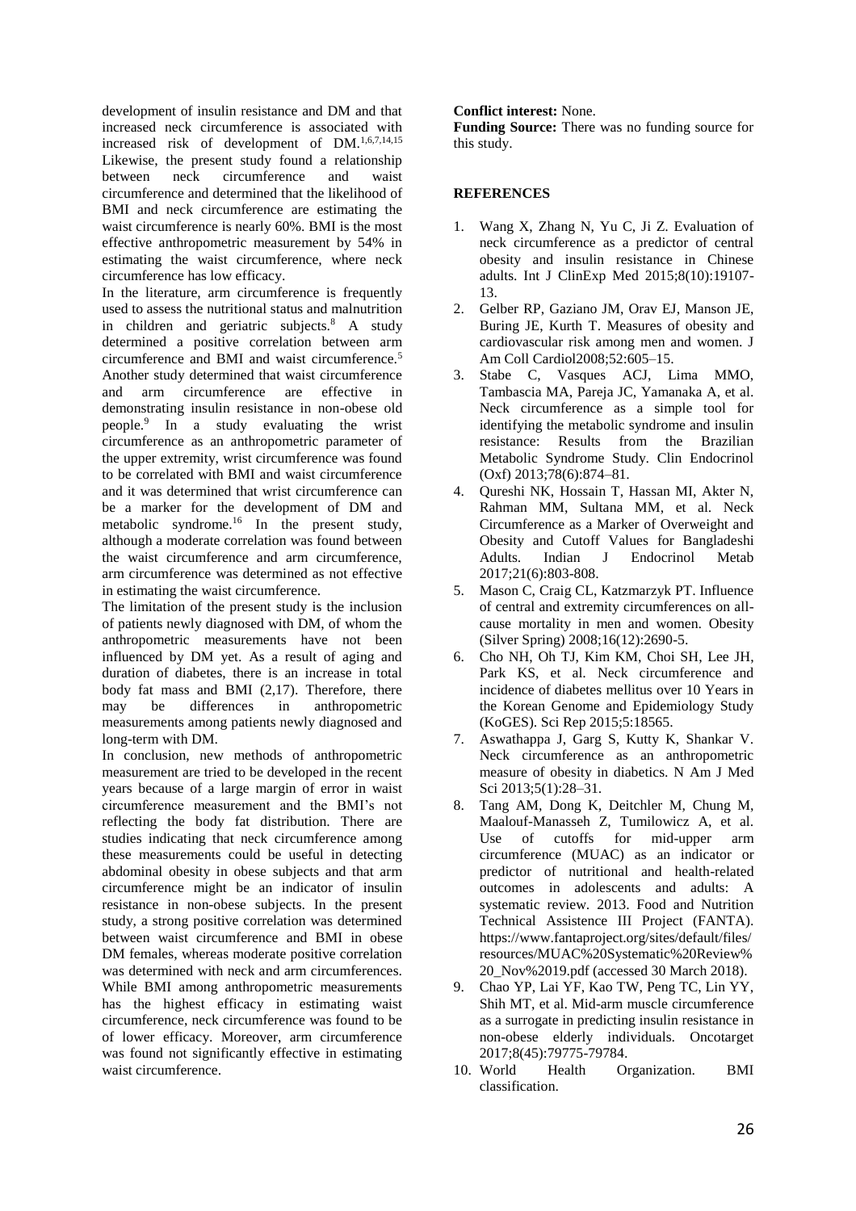development of insulin resistance and DM and that increased neck circumference is associated with increased risk of development of DM.[1,6,7,14,15] Likewise, the present study found a relationship between neck circumference and waist circumference and determined that the likelihood of BMI and neck circumference are estimating the waist circumference is nearly 60%. BMI is the most effective anthropometric measurement by 54% in estimating the waist circumference, where neck circumference has low efficacy.

In the literature, arm circumference is frequently used to assess the nutritional status and malnutrition in children and geriatric subjects.[8] A study determined a positive correlation between arm circumference and BMI and waist circumference.[5] Another study determined that waist circumference and arm circumference are effective in demonstrating insulin resistance in non-obese old people.[9] In a study evaluating the wrist circumference as an anthropometric parameter of the upper extremity, wrist circumference was found to be correlated with BMI and waist circumference and it was determined that wrist circumference can be a marker for the development of DM and metabolic syndrome.[16] In the present study, although a moderate correlation was found between the waist circumference and arm circumference, arm circumference was determined as not effective in estimating the waist circumference.

The limitation of the present study is the inclusion of patients newly diagnosed with DM, of whom the anthropometric measurements have not been influenced by DM yet. As a result of aging and duration of diabetes, there is an increase in total body fat mass and BMI (2,17). Therefore, there may be differences in anthropometric measurements among patients newly diagnosed and long-term with DM.

In conclusion, new methods of anthropometric measurement are tried to be developed in the recent years because of a large margin of error in waist circumference measurement and the BMI's not reflecting the body fat distribution. There are studies indicating that neck circumference among these measurements could be useful in detecting abdominal obesity in obese subjects and that arm circumference might be an indicator of insulin resistance in non-obese subjects. In the present study, a strong positive correlation was determined between waist circumference and BMI in obese DM females, whereas moderate positive correlation was determined with neck and arm circumferences. While BMI among anthropometric measurements has the highest efficacy in estimating waist circumference, neck circumference was found to be of lower efficacy. Moreover, arm circumference was found not significantly effective in estimating waist circumference.

**Conflict interest:** None.

**Funding Source:** There was no funding source for this study.

## REFERENCES

1. Wang X, Zhang N, Yu C, Ji Z. Evaluation of neck circumference as a predictor of central obesity and insulin resistance in Chinese adults. Int J ClinExp Med 2015;8(10):19107-13.
2. Gelber RP, Gaziano JM, Orav EJ, Manson JE, Buring JE, Kurth T. Measures of obesity and cardiovascular risk among men and women. J Am Coll Cardiol2008;52:605–15.
3. Stabe C, Vasques ACJ, Lima MMO, Tambascia MA, Pareja JC, Yamanaka A, et al. Neck circumference as a simple tool for identifying the metabolic syndrome and insulin resistance: Results from the Brazilian Metabolic Syndrome Study. Clin Endocrinol (Oxf) 2013;78(6):874–81.
4. Qureshi NK, Hossain T, Hassan MI, Akter N, Rahman MM, Sultana MM, et al. Neck Circumference as a Marker of Overweight and Obesity and Cutoff Values for Bangladeshi Adults. Indian J Endocrinol Metab 2017;21(6):803-808.
5. Mason C, Craig CL, Katzmarzyk PT. Influence of central and extremity circumferences on all-cause mortality in men and women. Obesity (Silver Spring) 2008;16(12):2690-5.
6. Cho NH, Oh TJ, Kim KM, Choi SH, Lee JH, Park KS, et al. Neck circumference and incidence of diabetes mellitus over 10 Years in the Korean Genome and Epidemiology Study (KoGES). Sci Rep 2015;5:18565.
7. Aswathappa J, Garg S, Kutty K, Shankar V. Neck circumference as an anthropometric measure of obesity in diabetics. N Am J Med Sci 2013;5(1):28–31.
8. Tang AM, Dong K, Deitchler M, Chung M, Maalouf-Manasseh Z, Tumilowicz A, et al. Use of cutoffs for mid-upper arm circumference (MUAC) as an indicator or predictor of nutritional and health-related outcomes in adolescents and adults: A systematic review. 2013. Food and Nutrition Technical Assistence III Project (FANTA). https://www.fantaproject.org/sites/default/files/resources/MUAC%20Systematic%20Review%20_Nov%2019.pdf (accessed 30 March 2018).
9. Chao YP, Lai YF, Kao TW, Peng TC, Lin YY, Shih MT, et al. Mid-arm muscle circumference as a surrogate in predicting insulin resistance in non-obese elderly individuals. Oncotarget 2017;8(45):79775-79784.
10. World Health Organization. BMI classification.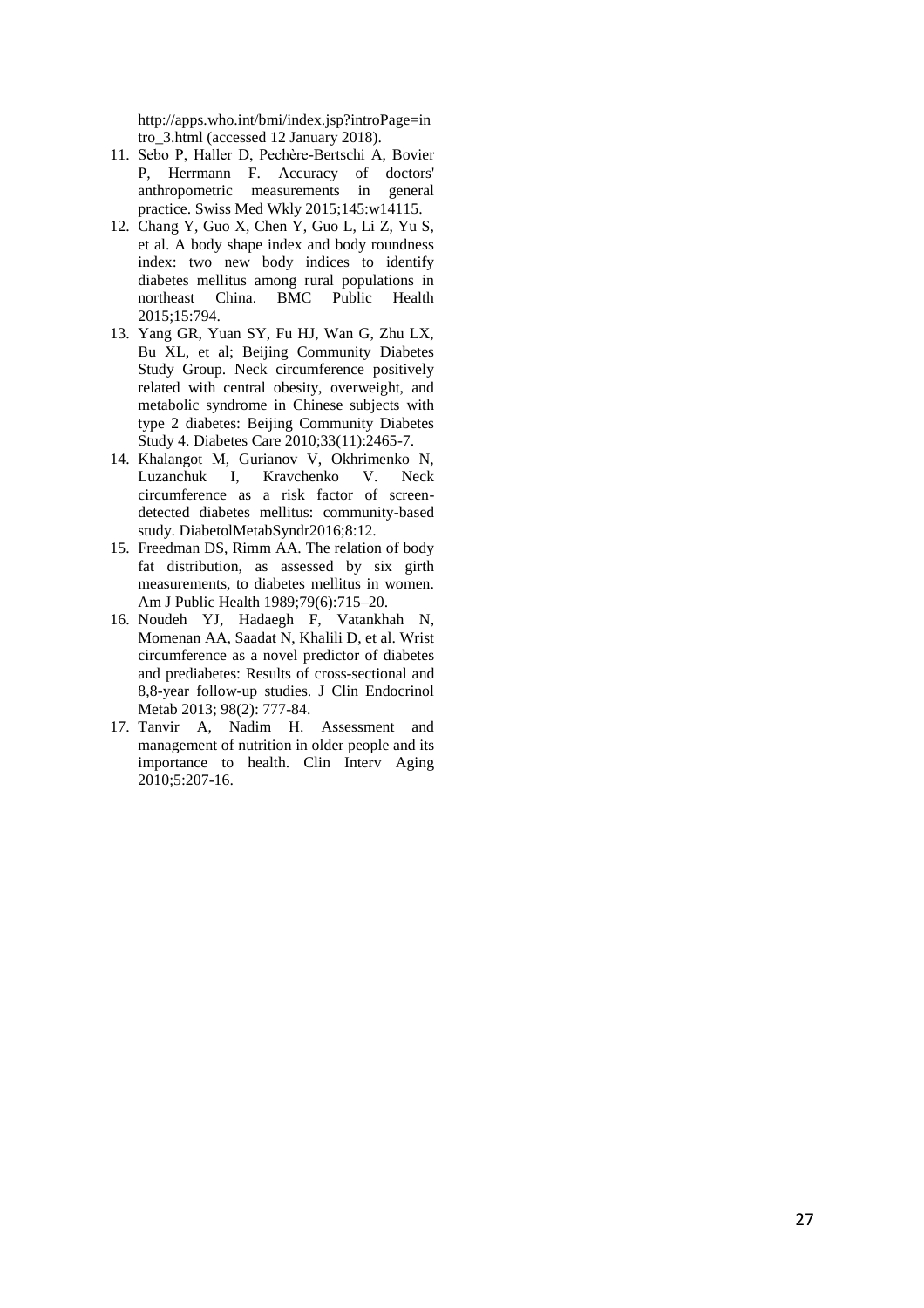http://apps.who.int/bmi/index.jsp?introPage=intro_3.html (accessed 12 January 2018).

11. Sebo P, Haller D, Pechère-Bertschi A, Bovier P, Herrmann F. Accuracy of doctors' anthropometric measurements in general practice. Swiss Med Wkly 2015;145:w14115.
12. Chang Y, Guo X, Chen Y, Guo L, Li Z, Yu S, et al. A body shape index and body roundness index: two new body indices to identify diabetes mellitus among rural populations in northeast China. BMC Public Health 2015;15:794.
13. Yang GR, Yuan SY, Fu HJ, Wan G, Zhu LX, Bu XL, et al; Beijing Community Diabetes Study Group. Neck circumference positively related with central obesity, overweight, and metabolic syndrome in Chinese subjects with type 2 diabetes: Beijing Community Diabetes Study 4. Diabetes Care 2010;33(11):2465-7.
14. Khalangot M, Gurianov V, Okhrimenko N, Luzanchuk I, Kravchenko V. Neck circumference as a risk factor of screen-detected diabetes mellitus: community-based study. DiabetolMetabSyndr2016;8:12.
15. Freedman DS, Rimm AA. The relation of body fat distribution, as assessed by six girth measurements, to diabetes mellitus in women. Am J Public Health 1989;79(6):715–20.
16. Noudeh YJ, Hadaegh F, Vatankhah N, Momenan AA, Saadat N, Khalili D, et al. Wrist circumference as a novel predictor of diabetes and prediabetes: Results of cross-sectional and 8,8-year follow-up studies. J Clin Endocrinol Metab 2013; 98(2): 777-84.
17. Tanvir A, Nadim H. Assessment and management of nutrition in older people and its importance to health. Clin Interv Aging 2010;5:207-16.